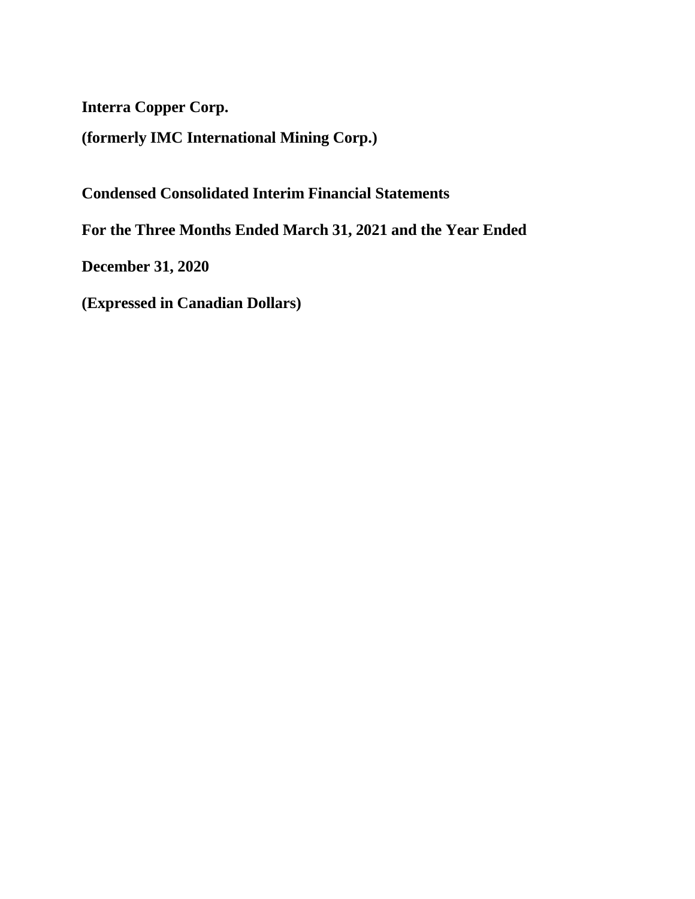**Interra Copper Corp.**

**(formerly IMC International Mining Corp.)**

**Condensed Consolidated Interim Financial Statements**

**For the Three Months Ended March 31, 2021 and the Year Ended December 31, 2020**

**(Expressed in Canadian Dollars)**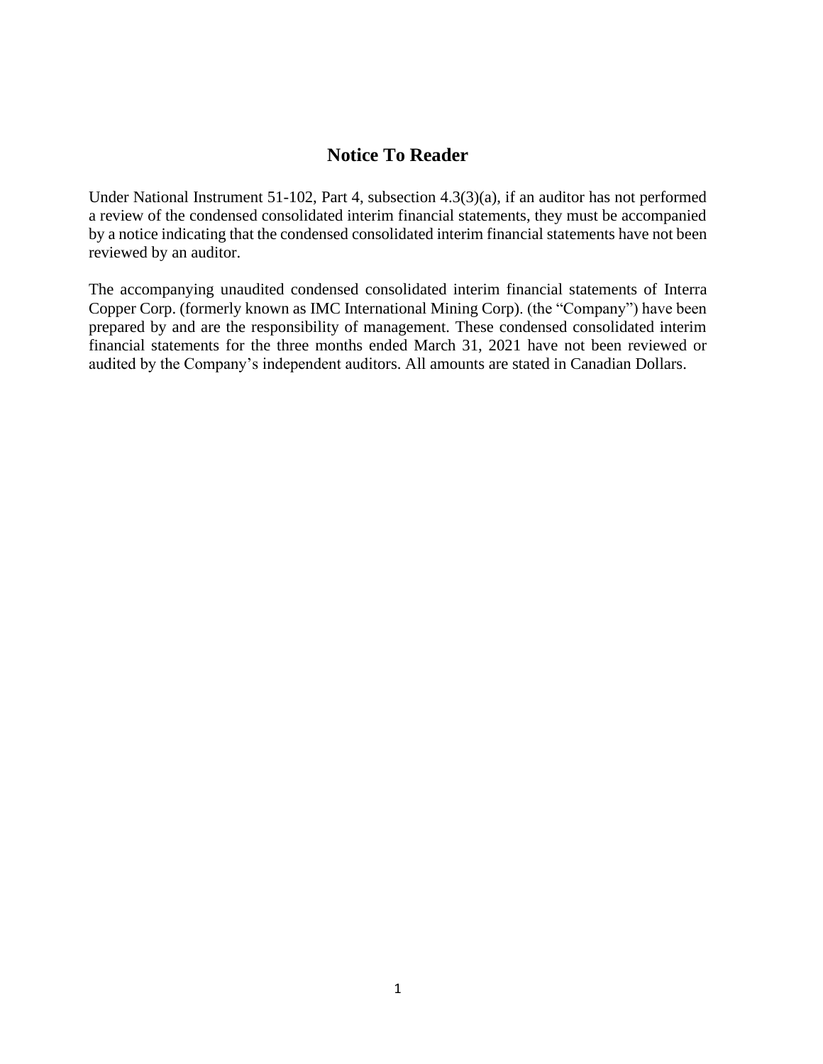# Notice To Reader

Under National Instrument 51-102, Part 4, subsection 4.3(3)(a), if an auditor has not performed a review of the condensed consolidated interim financial statements, they must be accompanied by a notice indicating that the condensed consolidated interim financial statements have not been reviewed by an auditor.

The accompanying unaudited condensed consolidated interim financial statements of Interra Copper Corp. (formerly known as IMC International Mining Corp). (the "Company") have been prepared by and are the responsibility of management. These condensed consolidated interim financial statements for the three months ended March 31, 2021 have not been reviewed or audited by the Company's independent auditors. All amounts are stated in Canadian Dollars.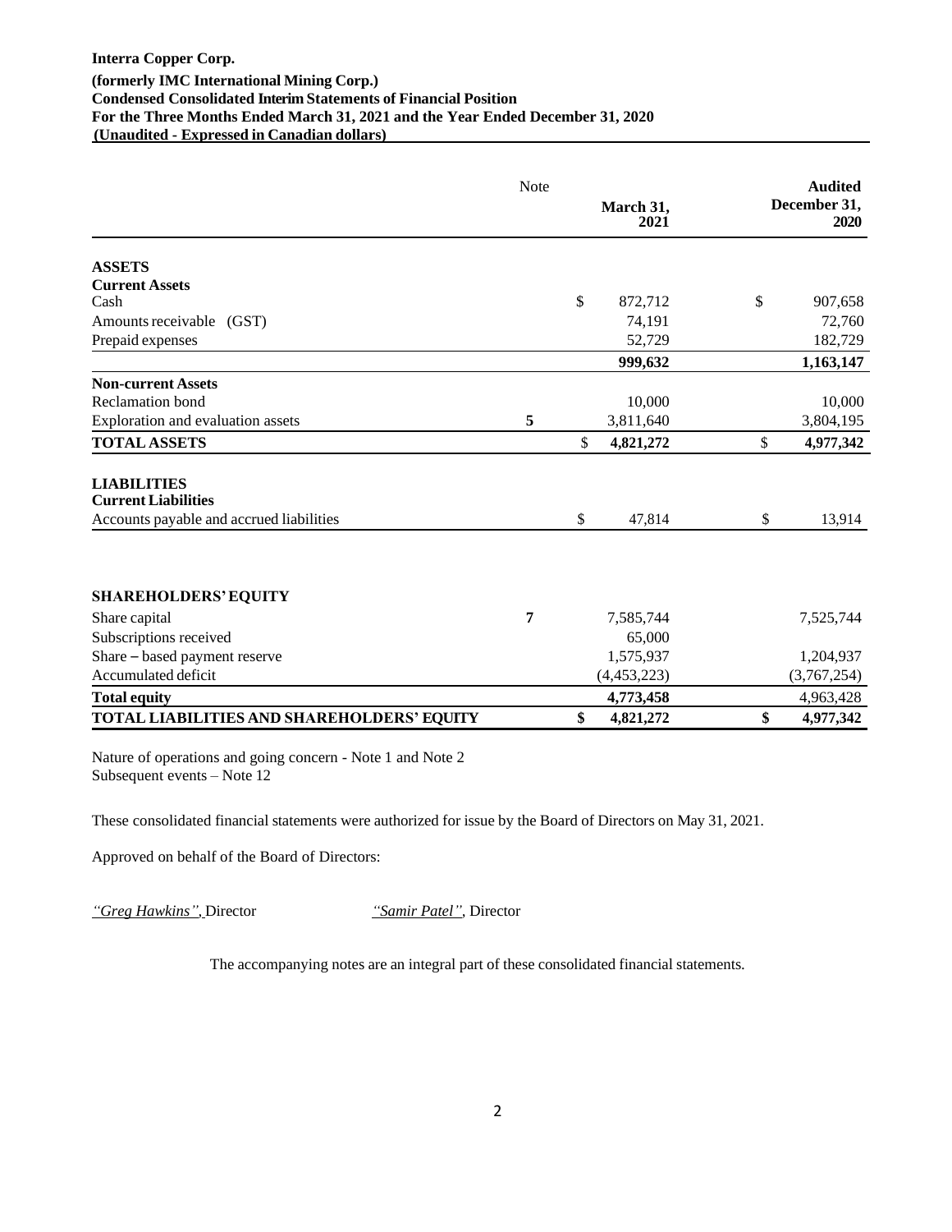**Interra Copper Corp.**
**(formerly IMC International Mining Corp.)**
**Condensed Consolidated Interim Statements of Financial Position**
**For the Three Months Ended March 31, 2021 and the Year Ended December 31, 2020**
**(Unaudited - Expressed in Canadian dollars)**

| | Note | March 31, 2021 | Audited December 31, 2020 |
|---|---|---|---|
| **ASSETS** | | | |
| **Current Assets** | | | |
| Cash | | $ 872,712 | $ 907,658 |
| Amounts receivable (GST) | | 74,191 | 72,760 |
| Prepaid expenses | | 52,729 | 182,729 |
| | | **999,632** | **1,163,147** |
| **Non-current Assets** | | | |
| Reclamation bond | | 10,000 | 10,000 |
| Exploration and evaluation assets | **5** | 3,811,640 | 3,804,195 |
| **TOTAL ASSETS** | | $ **4,821,272** | $ **4,977,342** |
| **LIABILITIES** | | | |
| **Current Liabilities** | | | |
| Accounts payable and accrued liabilities | | $ 47,814 | $ 13,914 |
| **SHAREHOLDERS' EQUITY** | | | |
| Share capital | **7** | 7,585,744 | 7,525,744 |
| Subscriptions received | | 65,000 | |
| Share – based payment reserve | | 1,575,937 | 1,204,937 |
| Accumulated deficit | | (4,453,223) | (3,767,254) |
| **Total equity** | | **4,773,458** | 4,963,428 |
| **TOTAL LIABILITIES AND SHAREHOLDERS' EQUITY** | | **$ 4,821,272** | **$ 4,977,342** |

Nature of operations and going concern - Note 1 and Note 2
Subsequent events – Note 12

These consolidated financial statements were authorized for issue by the Board of Directors on May 31, 2021.

Approved on behalf of the Board of Directors:

*"Greg Hawkins"*, Director *"Samir Patel"*, Director

The accompanying notes are an integral part of these consolidated financial statements.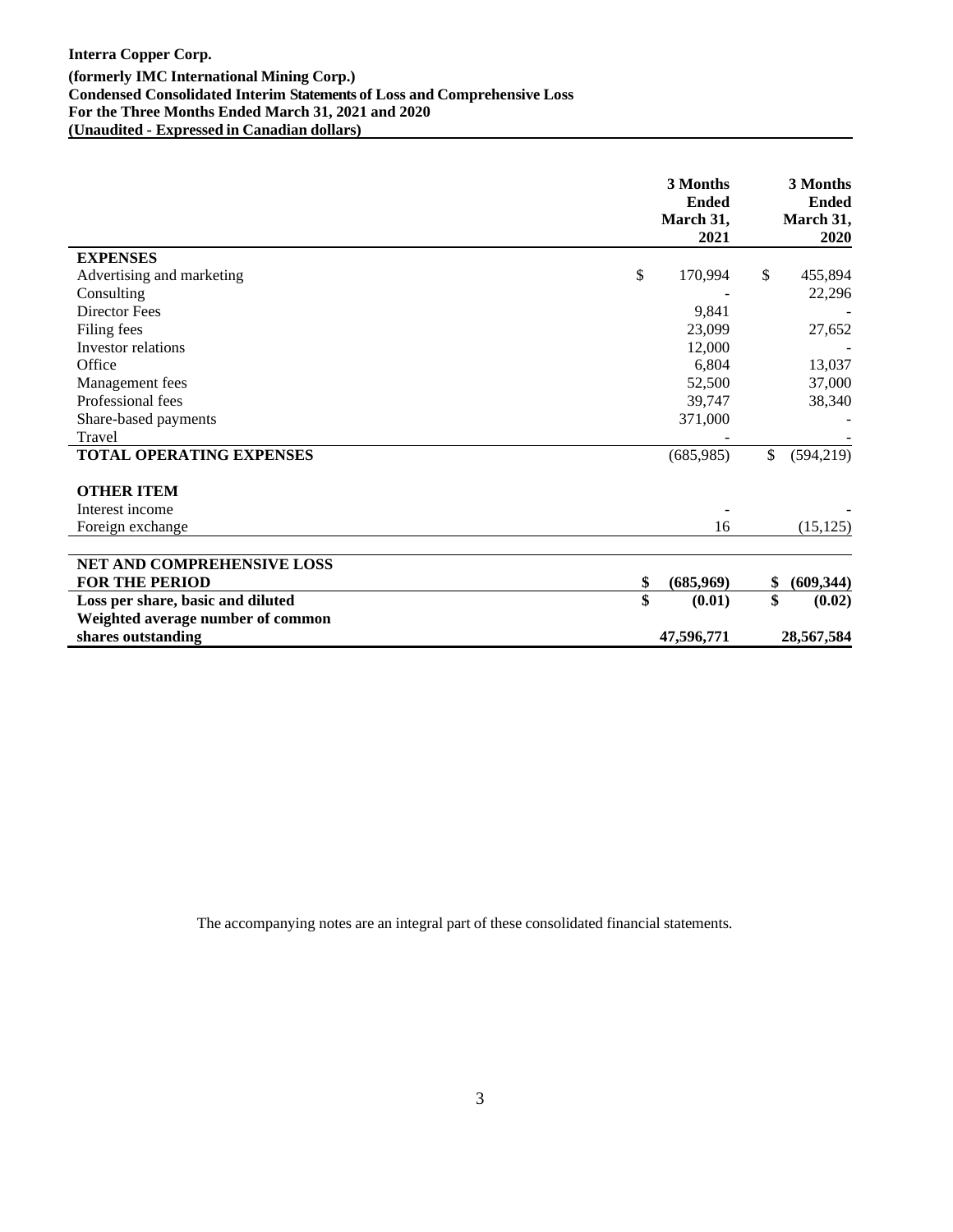**Interra Copper Corp.**
**(formerly IMC International Mining Corp.)**
**Condensed Consolidated Interim Statements of Loss and Comprehensive Loss**
**For the Three Months Ended March 31, 2021 and 2020**
**(Unaudited - Expressed in Canadian dollars)**

| | 3 Months Ended March 31, 2021 | 3 Months Ended March 31, 2020 |
|---|---|---|
| **EXPENSES** | | |
| Advertising and marketing | $ 170,994 | $ 455,894 |
| Consulting | - | 22,296 |
| Director Fees | 9,841 | - |
| Filing fees | 23,099 | 27,652 |
| Investor relations | 12,000 | - |
| Office | 6,804 | 13,037 |
| Management fees | 52,500 | 37,000 |
| Professional fees | 39,747 | 38,340 |
| Share-based payments | 371,000 | - |
| Travel | - | - |
| **TOTAL OPERATING EXPENSES** | (685,985) | $ (594,219) |
| **OTHER ITEM** | | |
| Interest income | - | - |
| Foreign exchange | 16 | (15,125) |
| **NET AND COMPREHENSIVE LOSS FOR THE PERIOD** | **$ (685,969)** | **$ (609,344)** |
| **Loss per share, basic and diluted** | **$ (0.01)** | **$ (0.02)** |
| **Weighted average number of common shares outstanding** | **47,596,771** | **28,567,584** |

The accompanying notes are an integral part of these consolidated financial statements.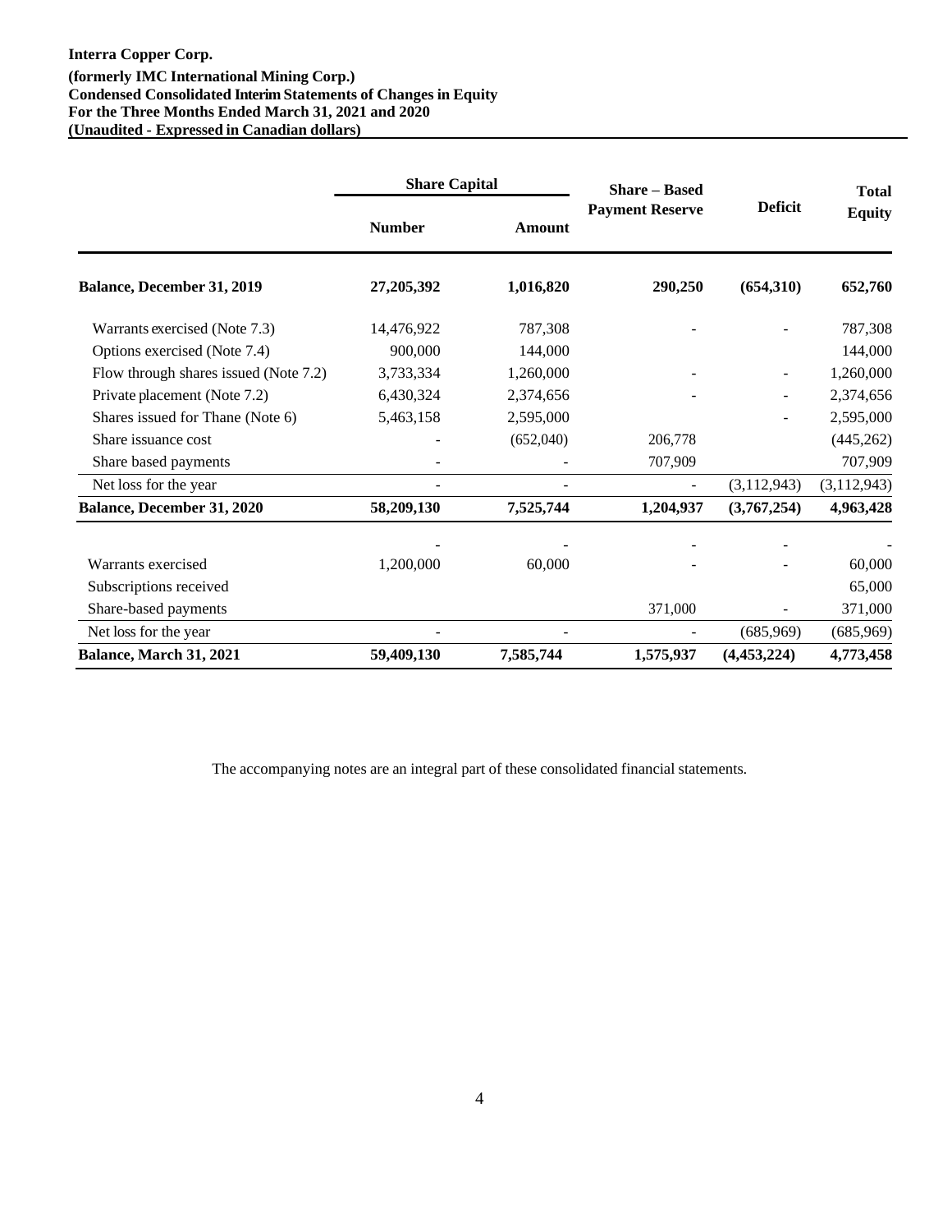**Interra Copper Corp.**
**(formerly IMC International Mining Corp.)**
**Condensed Consolidated Interim Statements of Changes in Equity**
**For the Three Months Ended March 31, 2021 and 2020**
**(Unaudited - Expressed in Canadian dollars)**

| | Share Capital | | Share – Based Payment Reserve | Deficit | Total Equity |
|---|---|---|---|---|---|
| | Number | Amount | | | |
| **Balance, December 31, 2019** | **27,205,392** | **1,016,820** | **290,250** | **(654,310)** | **652,760** |
| Warrants exercised (Note 7.3) | 14,476,922 | 787,308 | - | - | 787,308 |
| Options exercised (Note 7.4) | 900,000 | 144,000 | | | 144,000 |
| Flow through shares issued (Note 7.2) | 3,733,334 | 1,260,000 | - | - | 1,260,000 |
| Private placement (Note 7.2) | 6,430,324 | 2,374,656 | - | - | 2,374,656 |
| Shares issued for Thane (Note 6) | 5,463,158 | 2,595,000 | | - | 2,595,000 |
| Share issuance cost | - | (652,040) | 206,778 | | (445,262) |
| Share based payments | - | - | 707,909 | | 707,909 |
| Net loss for the year | - | - | - | (3,112,943) | (3,112,943) |
| **Balance, December 31, 2020** | **58,209,130** | **7,525,744** | **1,204,937** | **(3,767,254)** | **4,963,428** |
| | - | - | - | - | - |
| Warrants exercised | 1,200,000 | 60,000 | - | - | 60,000 |
| Subscriptions received | | | | | 65,000 |
| Share-based payments | | | 371,000 | - | 371,000 |
| Net loss for the year | - | - | - | (685,969) | (685,969) |
| **Balance, March 31, 2021** | **59,409,130** | **7,585,744** | **1,575,937** | **(4,453,224)** | **4,773,458** |

The accompanying notes are an integral part of these consolidated financial statements.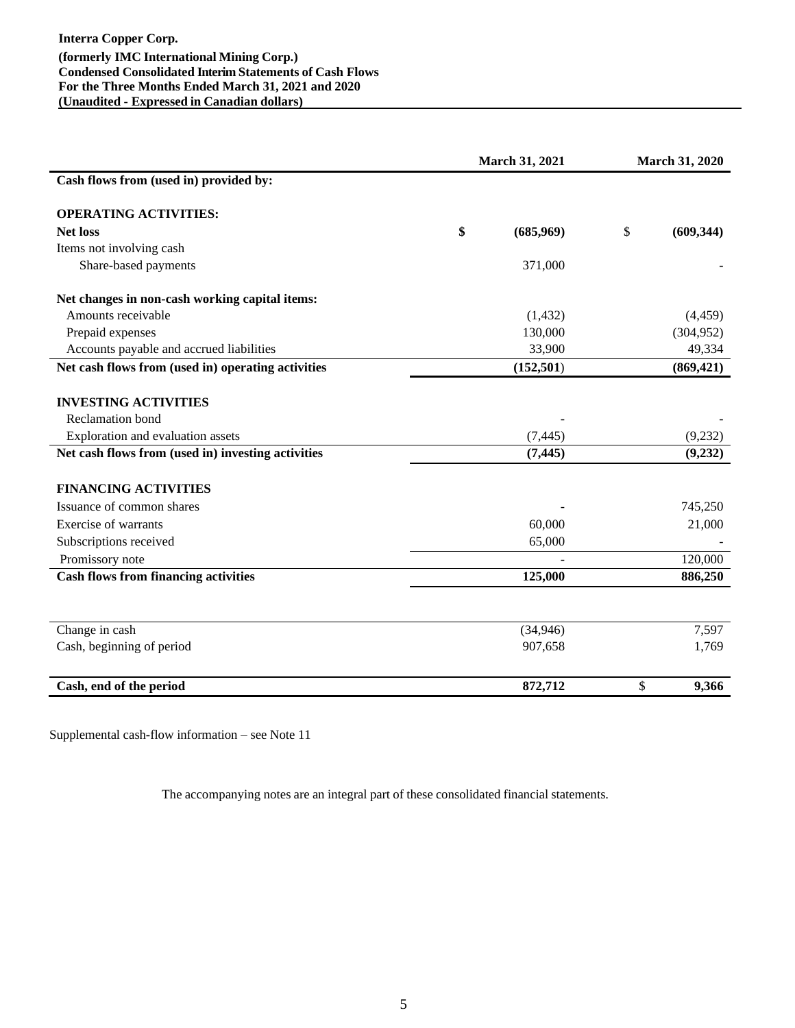**Interra Copper Corp.**
**(formerly IMC International Mining Corp.)**
**Condensed Consolidated Interim Statements of Cash Flows**
**For the Three Months Ended March 31, 2021 and 2020**
**(Unaudited - Expressed in Canadian dollars)**

| | March 31, 2021 | March 31, 2020 |
|---|---|---|
| **Cash flows from (used in) provided by:** | | |
| **OPERATING ACTIVITIES:** | | |
| **Net loss** | **$ (685,969)** | $ **(609,344)** |
| Items not involving cash | | |
| Share-based payments | 371,000 | - |
| **Net changes in non-cash working capital items:** | | |
| Amounts receivable | (1,432) | (4,459) |
| Prepaid expenses | 130,000 | (304,952) |
| Accounts payable and accrued liabilities | 33,900 | 49,334 |
| **Net cash flows from (used in) operating activities** | **(152,501)** | **(869,421)** |
| **INVESTING ACTIVITIES** | | |
| Reclamation bond | - | - |
| Exploration and evaluation assets | (7,445) | (9,232) |
| **Net cash flows from (used in) investing activities** | **(7,445)** | **(9,232)** |
| **FINANCING ACTIVITIES** | | |
| Issuance of common shares | - | 745,250 |
| Exercise of warrants | 60,000 | 21,000 |
| Subscriptions received | 65,000 | - |
| Promissory note | - | 120,000 |
| **Cash flows from financing activities** | **125,000** | **886,250** |
| Change in cash | (34,946) | 7,597 |
| Cash, beginning of period | 907,658 | 1,769 |
| **Cash, end of the period** | **872,712** | $ **9,366** |

Supplemental cash-flow information – see Note 11

The accompanying notes are an integral part of these consolidated financial statements.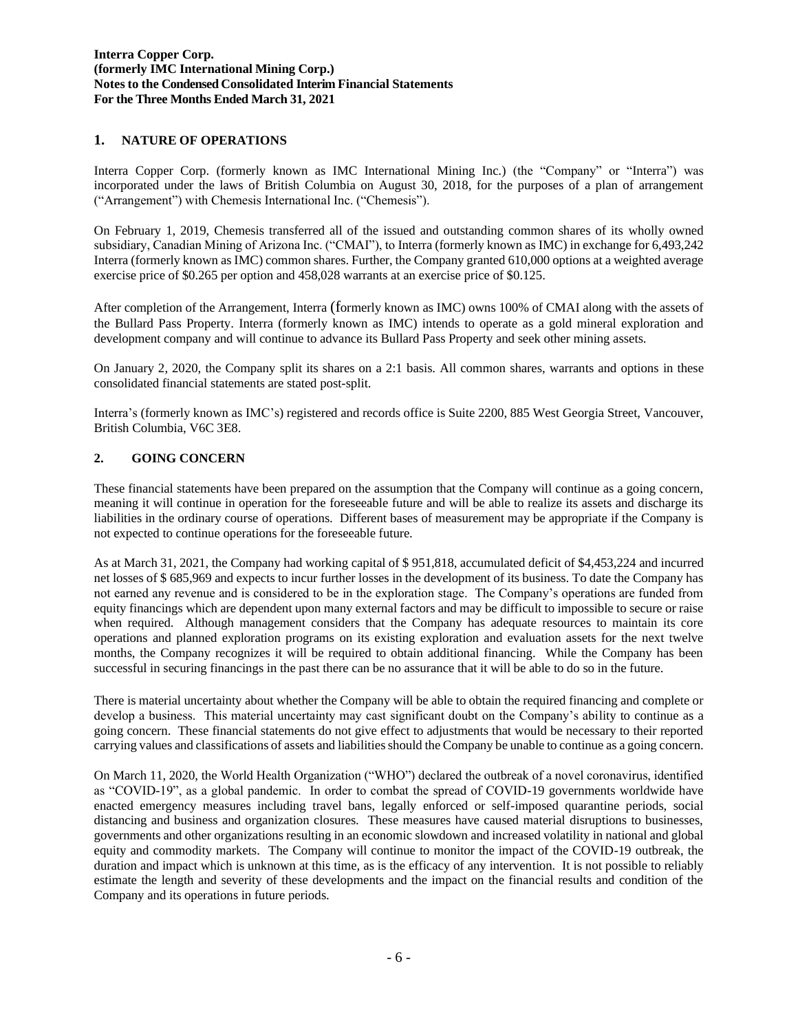## 1. NATURE OF OPERATIONS

Interra Copper Corp. (formerly known as IMC International Mining Inc.) (the "Company" or "Interra") was incorporated under the laws of British Columbia on August 30, 2018, for the purposes of a plan of arrangement ("Arrangement") with Chemesis International Inc. ("Chemesis").

On February 1, 2019, Chemesis transferred all of the issued and outstanding common shares of its wholly owned subsidiary, Canadian Mining of Arizona Inc. ("CMAI"), to Interra (formerly known as IMC) in exchange for 6,493,242 Interra (formerly known as IMC) common shares. Further, the Company granted 610,000 options at a weighted average exercise price of $0.265 per option and 458,028 warrants at an exercise price of $0.125.

After completion of the Arrangement, Interra (formerly known as IMC) owns 100% of CMAI along with the assets of the Bullard Pass Property. Interra (formerly known as IMC) intends to operate as a gold mineral exploration and development company and will continue to advance its Bullard Pass Property and seek other mining assets.

On January 2, 2020, the Company split its shares on a 2:1 basis. All common shares, warrants and options in these consolidated financial statements are stated post-split.

Interra's (formerly known as IMC's) registered and records office is Suite 2200, 885 West Georgia Street, Vancouver, British Columbia, V6C 3E8.

## 2. GOING CONCERN

These financial statements have been prepared on the assumption that the Company will continue as a going concern, meaning it will continue in operation for the foreseeable future and will be able to realize its assets and discharge its liabilities in the ordinary course of operations. Different bases of measurement may be appropriate if the Company is not expected to continue operations for the foreseeable future.

As at March 31, 2021, the Company had working capital of $ 951,818, accumulated deficit of $4,453,224 and incurred net losses of $ 685,969 and expects to incur further losses in the development of its business. To date the Company has not earned any revenue and is considered to be in the exploration stage. The Company's operations are funded from equity financings which are dependent upon many external factors and may be difficult to impossible to secure or raise when required. Although management considers that the Company has adequate resources to maintain its core operations and planned exploration programs on its existing exploration and evaluation assets for the next twelve months, the Company recognizes it will be required to obtain additional financing. While the Company has been successful in securing financings in the past there can be no assurance that it will be able to do so in the future.

There is material uncertainty about whether the Company will be able to obtain the required financing and complete or develop a business. This material uncertainty may cast significant doubt on the Company's ability to continue as a going concern. These financial statements do not give effect to adjustments that would be necessary to their reported carrying values and classifications of assets and liabilities should the Company be unable to continue as a going concern.

On March 11, 2020, the World Health Organization ("WHO") declared the outbreak of a novel coronavirus, identified as "COVID-19", as a global pandemic. In order to combat the spread of COVID-19 governments worldwide have enacted emergency measures including travel bans, legally enforced or self-imposed quarantine periods, social distancing and business and organization closures. These measures have caused material disruptions to businesses, governments and other organizations resulting in an economic slowdown and increased volatility in national and global equity and commodity markets. The Company will continue to monitor the impact of the COVID-19 outbreak, the duration and impact which is unknown at this time, as is the efficacy of any intervention. It is not possible to reliably estimate the length and severity of these developments and the impact on the financial results and condition of the Company and its operations in future periods.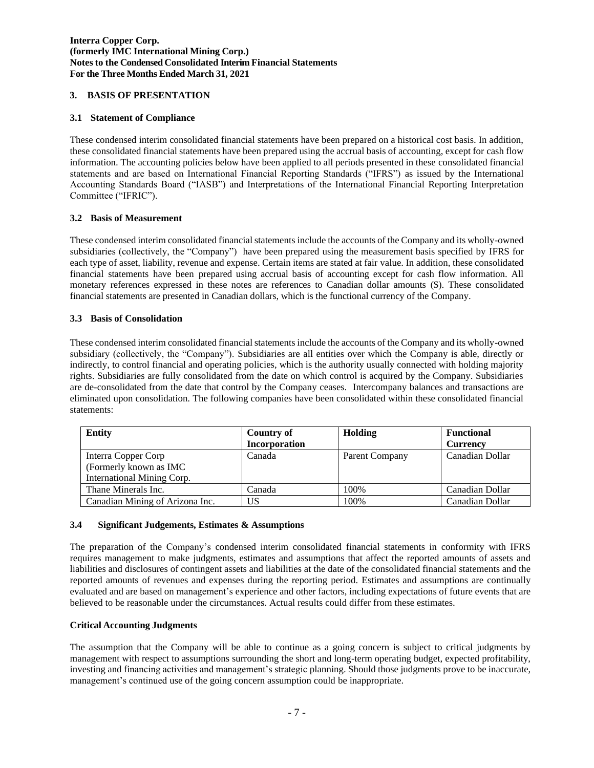## 3. BASIS OF PRESENTATION

### 3.1 Statement of Compliance

These condensed interim consolidated financial statements have been prepared on a historical cost basis. In addition, these consolidated financial statements have been prepared using the accrual basis of accounting, except for cash flow information. The accounting policies below have been applied to all periods presented in these consolidated financial statements and are based on International Financial Reporting Standards ("IFRS") as issued by the International Accounting Standards Board ("IASB") and Interpretations of the International Financial Reporting Interpretation Committee ("IFRIC").

### 3.2 Basis of Measurement

These condensed interim consolidated financial statements include the accounts of the Company and its wholly-owned subsidiaries (collectively, the "Company") have been prepared using the measurement basis specified by IFRS for each type of asset, liability, revenue and expense. Certain items are stated at fair value. In addition, these consolidated financial statements have been prepared using accrual basis of accounting except for cash flow information. All monetary references expressed in these notes are references to Canadian dollar amounts ($). These consolidated financial statements are presented in Canadian dollars, which is the functional currency of the Company.

### 3.3 Basis of Consolidation

These condensed interim consolidated financial statements include the accounts of the Company and its wholly-owned subsidiary (collectively, the "Company"). Subsidiaries are all entities over which the Company is able, directly or indirectly, to control financial and operating policies, which is the authority usually connected with holding majority rights. Subsidiaries are fully consolidated from the date on which control is acquired by the Company. Subsidiaries are de-consolidated from the date that control by the Company ceases. Intercompany balances and transactions are eliminated upon consolidation. The following companies have been consolidated within these consolidated financial statements:

| Entity | Country of Incorporation | Holding | Functional Currency |
|---|---|---|---|
| Interra Copper Corp (Formerly known as IMC International Mining Corp. | Canada | Parent Company | Canadian Dollar |
| Thane Minerals Inc. | Canada | 100% | Canadian Dollar |
| Canadian Mining of Arizona Inc. | US | 100% | Canadian Dollar |

### 3.4 Significant Judgements, Estimates & Assumptions

The preparation of the Company's condensed interim consolidated financial statements in conformity with IFRS requires management to make judgments, estimates and assumptions that affect the reported amounts of assets and liabilities and disclosures of contingent assets and liabilities at the date of the consolidated financial statements and the reported amounts of revenues and expenses during the reporting period. Estimates and assumptions are continually evaluated and are based on management's experience and other factors, including expectations of future events that are believed to be reasonable under the circumstances. Actual results could differ from these estimates.

**Critical Accounting Judgments**

The assumption that the Company will be able to continue as a going concern is subject to critical judgments by management with respect to assumptions surrounding the short and long-term operating budget, expected profitability, investing and financing activities and management's strategic planning. Should those judgments prove to be inaccurate, management's continued use of the going concern assumption could be inappropriate.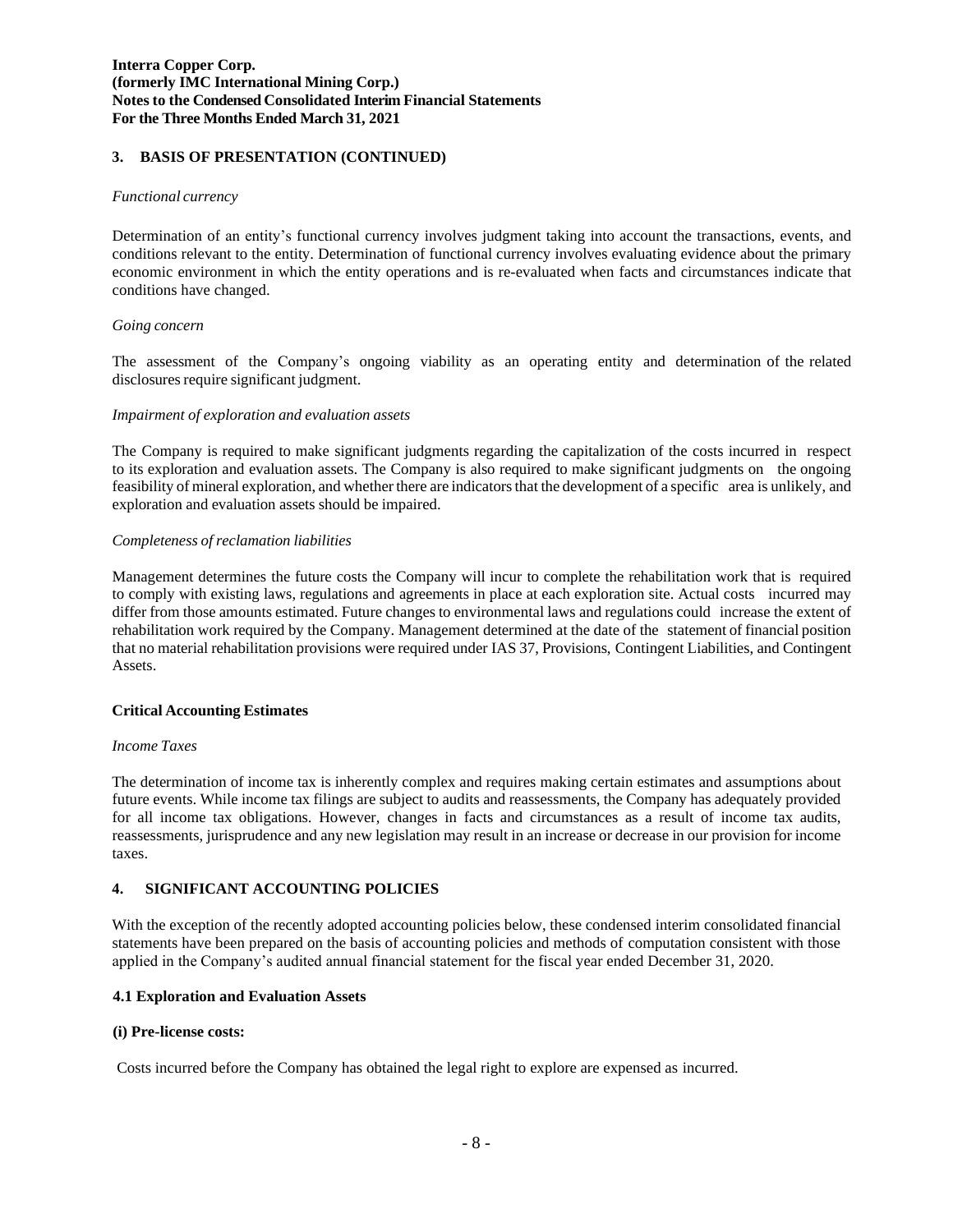## 3. BASIS OF PRESENTATION (CONTINUED)

*Functional currency*

Determination of an entity's functional currency involves judgment taking into account the transactions, events, and conditions relevant to the entity. Determination of functional currency involves evaluating evidence about the primary economic environment in which the entity operations and is re-evaluated when facts and circumstances indicate that conditions have changed.

*Going concern*

The assessment of the Company's ongoing viability as an operating entity and determination of the related disclosures require significant judgment.

*Impairment of exploration and evaluation assets*

The Company is required to make significant judgments regarding the capitalization of the costs incurred in respect to its exploration and evaluation assets. The Company is also required to make significant judgments on the ongoing feasibility of mineral exploration, and whether there are indicators that the development of a specific area is unlikely, and exploration and evaluation assets should be impaired.

*Completeness of reclamation liabilities*

Management determines the future costs the Company will incur to complete the rehabilitation work that is required to comply with existing laws, regulations and agreements in place at each exploration site. Actual costs incurred may differ from those amounts estimated. Future changes to environmental laws and regulations could increase the extent of rehabilitation work required by the Company. Management determined at the date of the statement of financial position that no material rehabilitation provisions were required under IAS 37, Provisions, Contingent Liabilities, and Contingent Assets.

**Critical Accounting Estimates**

*Income Taxes*

The determination of income tax is inherently complex and requires making certain estimates and assumptions about future events. While income tax filings are subject to audits and reassessments, the Company has adequately provided for all income tax obligations. However, changes in facts and circumstances as a result of income tax audits, reassessments, jurisprudence and any new legislation may result in an increase or decrease in our provision for income taxes.

## 4. SIGNIFICANT ACCOUNTING POLICIES

With the exception of the recently adopted accounting policies below, these condensed interim consolidated financial statements have been prepared on the basis of accounting policies and methods of computation consistent with those applied in the Company's audited annual financial statement for the fiscal year ended December 31, 2020.

### 4.1 Exploration and Evaluation Assets

**(i) Pre-license costs:**

Costs incurred before the Company has obtained the legal right to explore are expensed as incurred.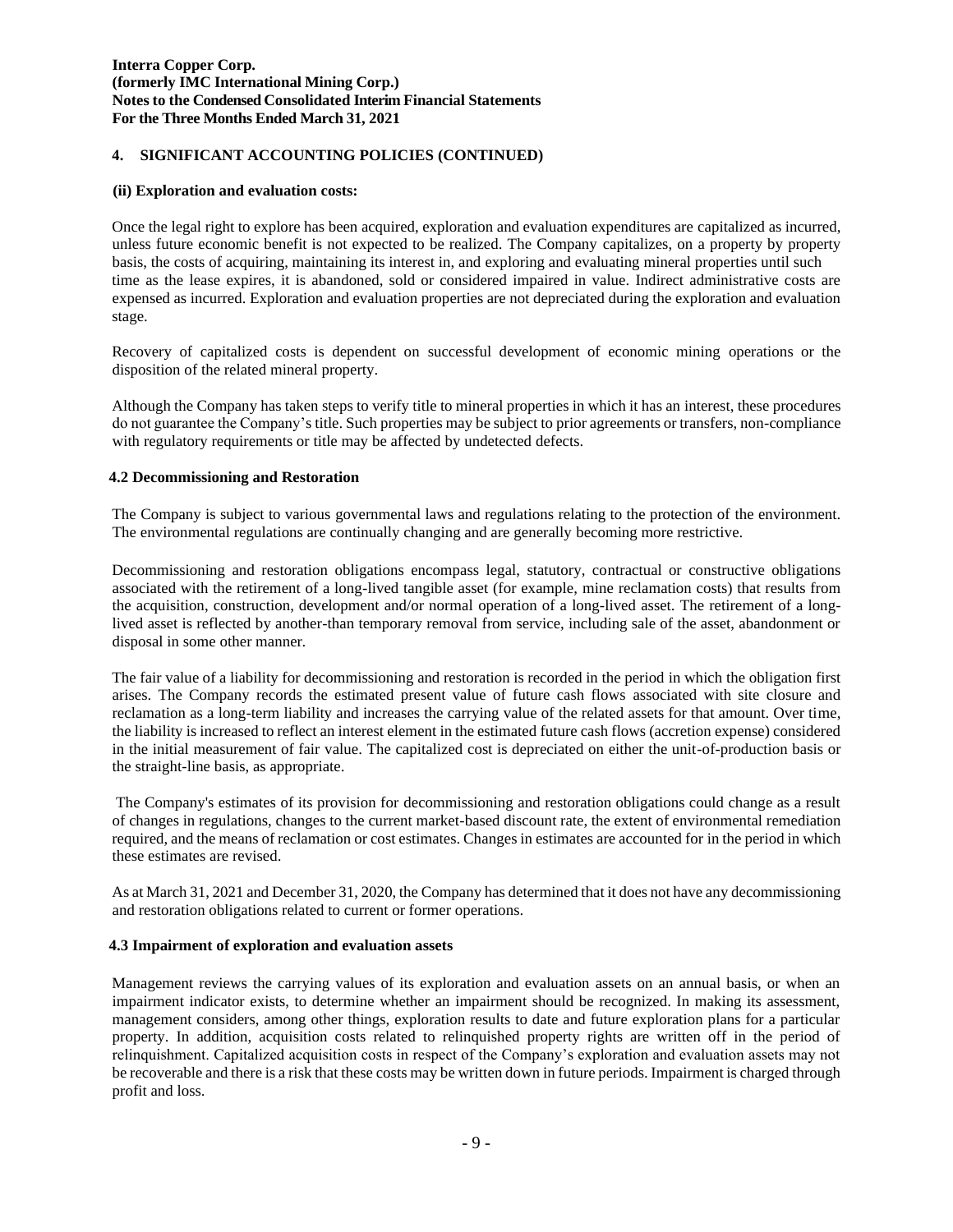## 4. SIGNIFICANT ACCOUNTING POLICIES (CONTINUED)

**(ii) Exploration and evaluation costs:**

Once the legal right to explore has been acquired, exploration and evaluation expenditures are capitalized as incurred, unless future economic benefit is not expected to be realized. The Company capitalizes, on a property by property basis, the costs of acquiring, maintaining its interest in, and exploring and evaluating mineral properties until such time as the lease expires, it is abandoned, sold or considered impaired in value. Indirect administrative costs are expensed as incurred. Exploration and evaluation properties are not depreciated during the exploration and evaluation stage.

Recovery of capitalized costs is dependent on successful development of economic mining operations or the disposition of the related mineral property.

Although the Company has taken steps to verify title to mineral properties in which it has an interest, these procedures do not guarantee the Company's title. Such properties may be subject to prior agreements or transfers, non-compliance with regulatory requirements or title may be affected by undetected defects.

### 4.2 Decommissioning and Restoration

The Company is subject to various governmental laws and regulations relating to the protection of the environment. The environmental regulations are continually changing and are generally becoming more restrictive.

Decommissioning and restoration obligations encompass legal, statutory, contractual or constructive obligations associated with the retirement of a long-lived tangible asset (for example, mine reclamation costs) that results from the acquisition, construction, development and/or normal operation of a long-lived asset. The retirement of a long-lived asset is reflected by another-than temporary removal from service, including sale of the asset, abandonment or disposal in some other manner.

The fair value of a liability for decommissioning and restoration is recorded in the period in which the obligation first arises. The Company records the estimated present value of future cash flows associated with site closure and reclamation as a long-term liability and increases the carrying value of the related assets for that amount. Over time, the liability is increased to reflect an interest element in the estimated future cash flows (accretion expense) considered in the initial measurement of fair value. The capitalized cost is depreciated on either the unit-of-production basis or the straight-line basis, as appropriate.

The Company's estimates of its provision for decommissioning and restoration obligations could change as a result of changes in regulations, changes to the current market-based discount rate, the extent of environmental remediation required, and the means of reclamation or cost estimates. Changes in estimates are accounted for in the period in which these estimates are revised.

As at March 31, 2021 and December 31, 2020, the Company has determined that it does not have any decommissioning and restoration obligations related to current or former operations.

### 4.3 Impairment of exploration and evaluation assets

Management reviews the carrying values of its exploration and evaluation assets on an annual basis, or when an impairment indicator exists, to determine whether an impairment should be recognized. In making its assessment, management considers, among other things, exploration results to date and future exploration plans for a particular property. In addition, acquisition costs related to relinquished property rights are written off in the period of relinquishment. Capitalized acquisition costs in respect of the Company's exploration and evaluation assets may not be recoverable and there is a risk that these costs may be written down in future periods. Impairment is charged through profit and loss.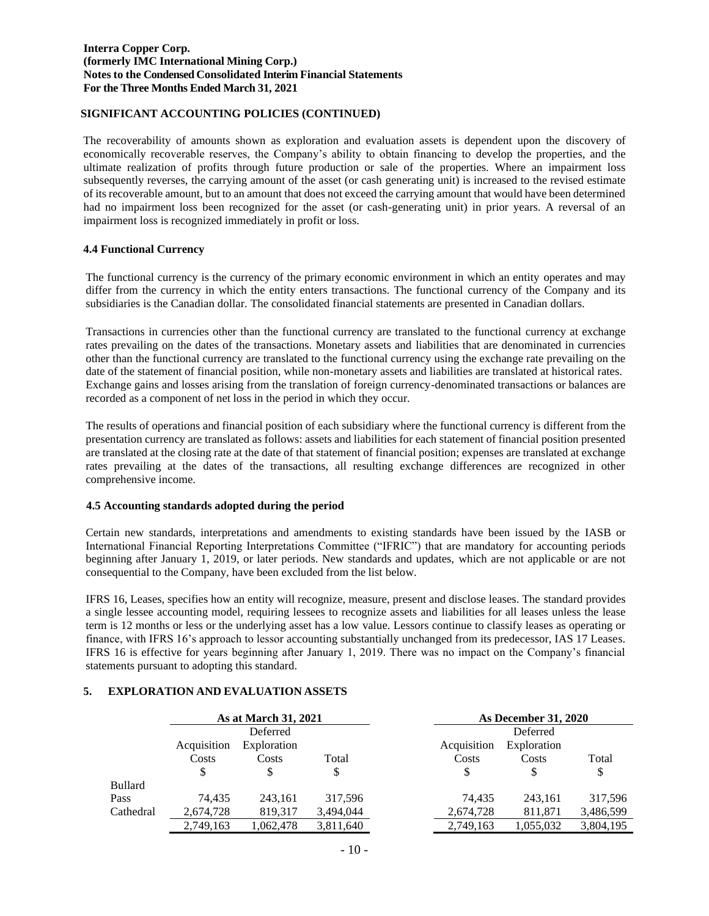## SIGNIFICANT ACCOUNTING POLICIES (CONTINUED)

The recoverability of amounts shown as exploration and evaluation assets is dependent upon the discovery of economically recoverable reserves, the Company's ability to obtain financing to develop the properties, and the ultimate realization of profits through future production or sale of the properties. Where an impairment loss subsequently reverses, the carrying amount of the asset (or cash generating unit) is increased to the revised estimate of its recoverable amount, but to an amount that does not exceed the carrying amount that would have been determined had no impairment loss been recognized for the asset (or cash-generating unit) in prior years. A reversal of an impairment loss is recognized immediately in profit or loss.

### 4.4 Functional Currency

The functional currency is the currency of the primary economic environment in which an entity operates and may differ from the currency in which the entity enters transactions. The functional currency of the Company and its subsidiaries is the Canadian dollar. The consolidated financial statements are presented in Canadian dollars.

Transactions in currencies other than the functional currency are translated to the functional currency at exchange rates prevailing on the dates of the transactions. Monetary assets and liabilities that are denominated in currencies other than the functional currency are translated to the functional currency using the exchange rate prevailing on the date of the statement of financial position, while non-monetary assets and liabilities are translated at historical rates. Exchange gains and losses arising from the translation of foreign currency-denominated transactions or balances are recorded as a component of net loss in the period in which they occur.

The results of operations and financial position of each subsidiary where the functional currency is different from the presentation currency are translated as follows: assets and liabilities for each statement of financial position presented are translated at the closing rate at the date of that statement of financial position; expenses are translated at exchange rates prevailing at the dates of the transactions, all resulting exchange differences are recognized in other comprehensive income.

### 4.5 Accounting standards adopted during the period

Certain new standards, interpretations and amendments to existing standards have been issued by the IASB or International Financial Reporting Interpretations Committee ("IFRIC") that are mandatory for accounting periods beginning after January 1, 2019, or later periods. New standards and updates, which are not applicable or are not consequential to the Company, have been excluded from the list below.

IFRS 16, Leases, specifies how an entity will recognize, measure, present and disclose leases. The standard provides a single lessee accounting model, requiring lessees to recognize assets and liabilities for all leases unless the lease term is 12 months or less or the underlying asset has a low value. Lessors continue to classify leases as operating or finance, with IFRS 16's approach to lessor accounting substantially unchanged from its predecessor, IAS 17 Leases. IFRS 16 is effective for years beginning after January 1, 2019. There was no impact on the Company's financial statements pursuant to adopting this standard.

## 5. EXPLORATION AND EVALUATION ASSETS

| | As at March 31, 2021 | | | As December 31, 2020 | | |
|---|---|---|---|---|---|---|
| | Acquisition Costs | Deferred Exploration Costs | Total | Acquisition Costs | Deferred Exploration Costs | Total |
| | $ | $ | $ | $ | $ | $ |
| Bullard Pass | 74,435 | 243,161 | 317,596 | 74,435 | 243,161 | 317,596 |
| Cathedral | 2,674,728 | 819,317 | 3,494,044 | 2,674,728 | 811,871 | 3,486,599 |
| | 2,749,163 | 1,062,478 | 3,811,640 | 2,749,163 | 1,055,032 | 3,804,195 |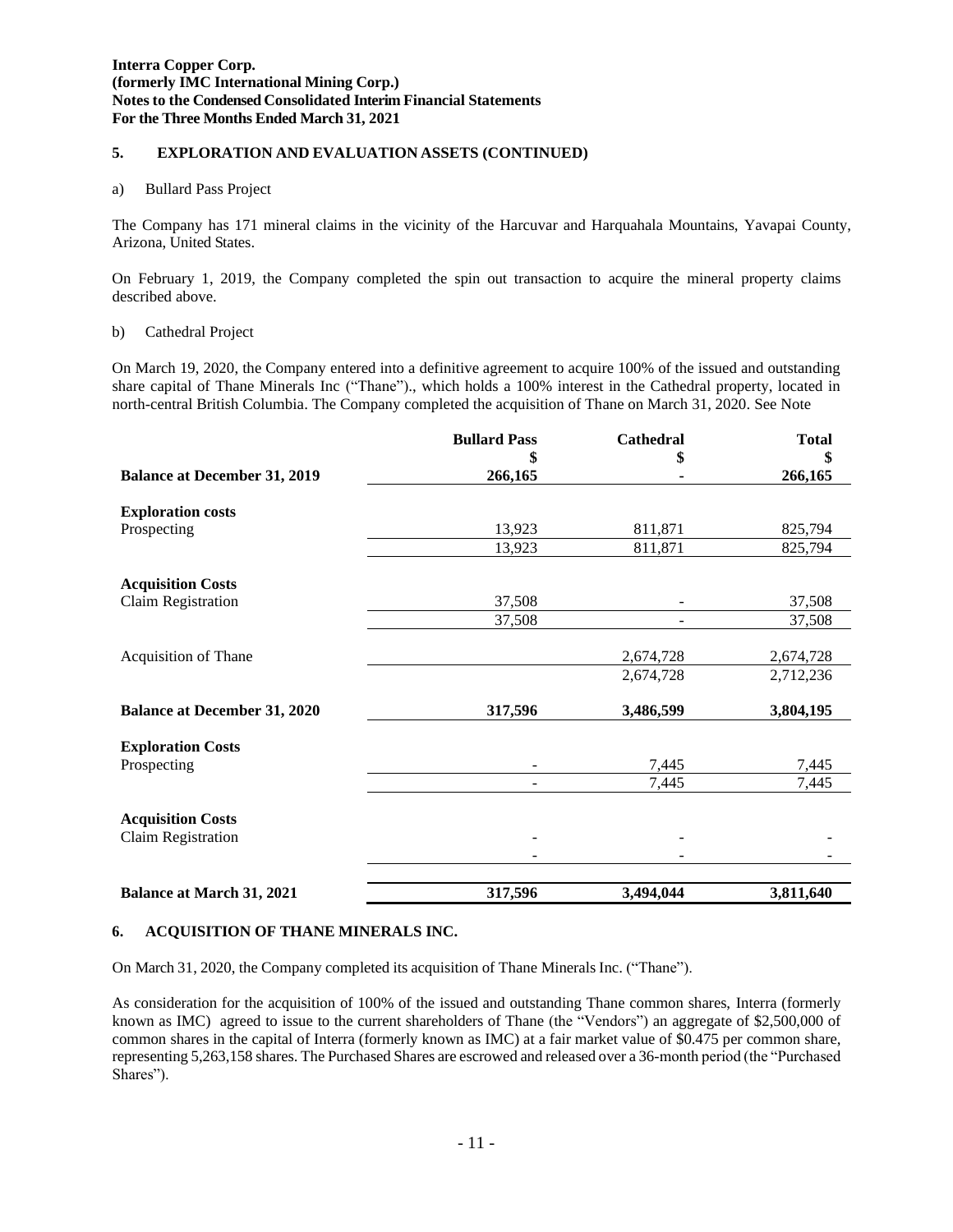## 5. EXPLORATION AND EVALUATION ASSETS (CONTINUED)

a) Bullard Pass Project

The Company has 171 mineral claims in the vicinity of the Harcuvar and Harquahala Mountains, Yavapai County, Arizona, United States.

On February 1, 2019, the Company completed the spin out transaction to acquire the mineral property claims described above.

b) Cathedral Project

On March 19, 2020, the Company entered into a definitive agreement to acquire 100% of the issued and outstanding share capital of Thane Minerals Inc ("Thane")., which holds a 100% interest in the Cathedral property, located in north-central British Columbia. The Company completed the acquisition of Thane on March 31, 2020. See Note

| | Bullard Pass<br>$ | Cathedral<br>$ | Total<br>$ |
|---|---|---|---|
| **Balance at December 31, 2019** | **266,165** | **-** | **266,165** |
| **Exploration costs** | | | |
| Prospecting | 13,923 | 811,871 | 825,794 |
| | 13,923 | 811,871 | 825,794 |
| **Acquisition Costs** | | | |
| Claim Registration | 37,508 | - | 37,508 |
| | 37,508 | - | 37,508 |
| Acquisition of Thane | | 2,674,728 | 2,674,728 |
| | | 2,674,728 | 2,712,236 |
| **Balance at December 31, 2020** | **317,596** | **3,486,599** | **3,804,195** |
| **Exploration Costs** | | | |
| Prospecting | - | 7,445 | 7,445 |
| | - | 7,445 | 7,445 |
| **Acquisition Costs** | | | |
| Claim Registration | - | - | - |
| | - | - | - |
| **Balance at March 31, 2021** | **317,596** | **3,494,044** | **3,811,640** |

## 6. ACQUISITION OF THANE MINERALS INC.

On March 31, 2020, the Company completed its acquisition of Thane Minerals Inc. ("Thane").

As consideration for the acquisition of 100% of the issued and outstanding Thane common shares, Interra (formerly known as IMC) agreed to issue to the current shareholders of Thane (the "Vendors") an aggregate of $2,500,000 of common shares in the capital of Interra (formerly known as IMC) at a fair market value of $0.475 per common share, representing 5,263,158 shares. The Purchased Shares are escrowed and released over a 36-month period (the "Purchased Shares").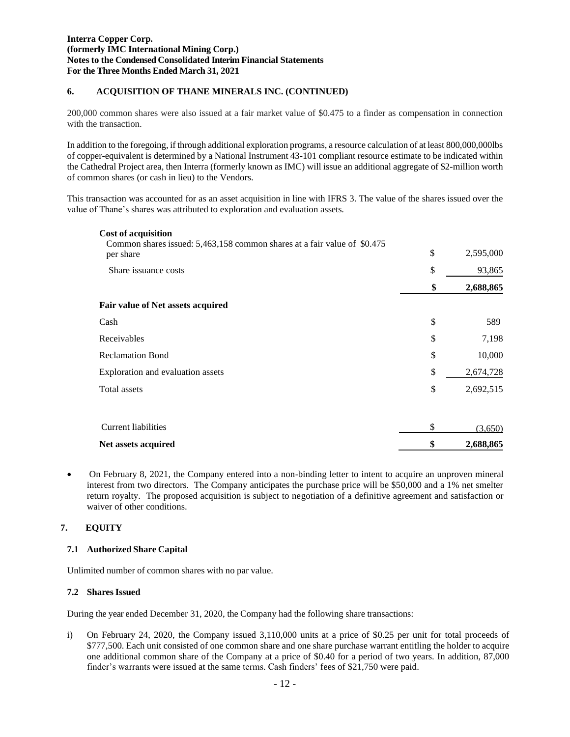## 6. ACQUISITION OF THANE MINERALS INC. (CONTINUED)

200,000 common shares were also issued at a fair market value of $0.475 to a finder as compensation in connection with the transaction.

In addition to the foregoing, if through additional exploration programs, a resource calculation of at least 800,000,000lbs of copper-equivalent is determined by a National Instrument 43-101 compliant resource estimate to be indicated within the Cathedral Project area, then Interra (formerly known as IMC) will issue an additional aggregate of $2-million worth of common shares (or cash in lieu) to the Vendors.

This transaction was accounted for as an asset acquisition in line with IFRS 3. The value of the shares issued over the value of Thane's shares was attributed to exploration and evaluation assets.

| | | |
|---|---|---|
| **Cost of acquisition** | | |
| Common shares issued: 5,463,158 common shares at a fair value of $0.475 per share | $ | 2,595,000 |
| Share issuance costs | $ | 93,865 |
| | **$** | **2,688,865** |
| **Fair value of Net assets acquired** | | |
| Cash | $ | 589 |
| Receivables | $ | 7,198 |
| Reclamation Bond | $ | 10,000 |
| Exploration and evaluation assets | $ | 2,674,728 |
| Total assets | $ | 2,692,515 |
| Current liabilities | $ | (3,650) |
| **Net assets acquired** | **$** | **2,688,865** |

- On February 8, 2021, the Company entered into a non-binding letter to intent to acquire an unproven mineral interest from two directors. The Company anticipates the purchase price will be $50,000 and a 1% net smelter return royalty. The proposed acquisition is subject to negotiation of a definitive agreement and satisfaction or waiver of other conditions.

## 7. EQUITY

### 7.1 Authorized Share Capital

Unlimited number of common shares with no par value.

### 7.2 Shares Issued

During the year ended December 31, 2020, the Company had the following share transactions:

i) On February 24, 2020, the Company issued 3,110,000 units at a price of $0.25 per unit for total proceeds of $777,500. Each unit consisted of one common share and one share purchase warrant entitling the holder to acquire one additional common share of the Company at a price of $0.40 for a period of two years. In addition, 87,000 finder's warrants were issued at the same terms. Cash finders' fees of $21,750 were paid.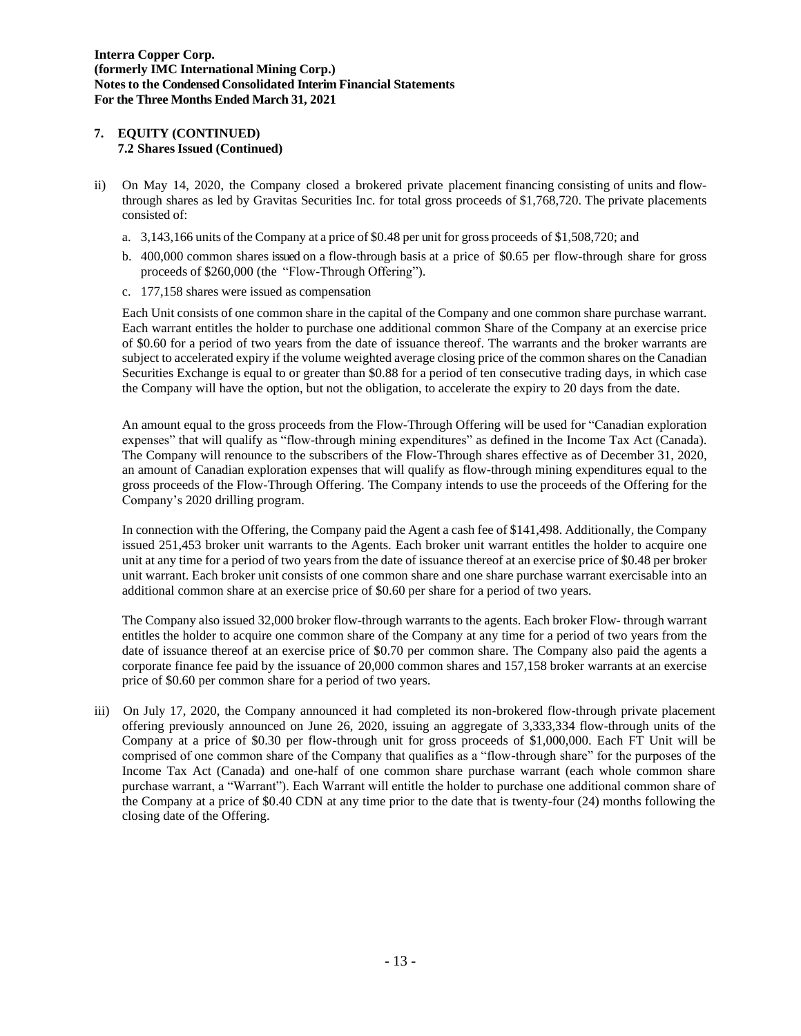## 7. EQUITY (CONTINUED)

### 7.2 Shares Issued (Continued)

ii) On May 14, 2020, the Company closed a brokered private placement financing consisting of units and flow-through shares as led by Gravitas Securities Inc. for total gross proceeds of $1,768,720. The private placements consisted of:

   a. 3,143,166 units of the Company at a price of $0.48 per unit for gross proceeds of $1,508,720; and

   b. 400,000 common shares issued on a flow-through basis at a price of $0.65 per flow-through share for gross proceeds of $260,000 (the "Flow-Through Offering").

   c. 177,158 shares were issued as compensation

   Each Unit consists of one common share in the capital of the Company and one common share purchase warrant. Each warrant entitles the holder to purchase one additional common Share of the Company at an exercise price of $0.60 for a period of two years from the date of issuance thereof. The warrants and the broker warrants are subject to accelerated expiry if the volume weighted average closing price of the common shares on the Canadian Securities Exchange is equal to or greater than $0.88 for a period of ten consecutive trading days, in which case the Company will have the option, but not the obligation, to accelerate the expiry to 20 days from the date.

   An amount equal to the gross proceeds from the Flow-Through Offering will be used for "Canadian exploration expenses" that will qualify as "flow-through mining expenditures" as defined in the Income Tax Act (Canada). The Company will renounce to the subscribers of the Flow-Through shares effective as of December 31, 2020, an amount of Canadian exploration expenses that will qualify as flow-through mining expenditures equal to the gross proceeds of the Flow-Through Offering. The Company intends to use the proceeds of the Offering for the Company's 2020 drilling program.

   In connection with the Offering, the Company paid the Agent a cash fee of $141,498. Additionally, the Company issued 251,453 broker unit warrants to the Agents. Each broker unit warrant entitles the holder to acquire one unit at any time for a period of two years from the date of issuance thereof at an exercise price of $0.48 per broker unit warrant. Each broker unit consists of one common share and one share purchase warrant exercisable into an additional common share at an exercise price of $0.60 per share for a period of two years.

   The Company also issued 32,000 broker flow-through warrants to the agents. Each broker Flow- through warrant entitles the holder to acquire one common share of the Company at any time for a period of two years from the date of issuance thereof at an exercise price of $0.70 per common share. The Company also paid the agents a corporate finance fee paid by the issuance of 20,000 common shares and 157,158 broker warrants at an exercise price of $0.60 per common share for a period of two years.

iii) On July 17, 2020, the Company announced it had completed its non-brokered flow-through private placement offering previously announced on June 26, 2020, issuing an aggregate of 3,333,334 flow-through units of the Company at a price of $0.30 per flow-through unit for gross proceeds of $1,000,000. Each FT Unit will be comprised of one common share of the Company that qualifies as a "flow-through share" for the purposes of the Income Tax Act (Canada) and one-half of one common share purchase warrant (each whole common share purchase warrant, a "Warrant"). Each Warrant will entitle the holder to purchase one additional common share of the Company at a price of $0.40 CDN at any time prior to the date that is twenty-four (24) months following the closing date of the Offering.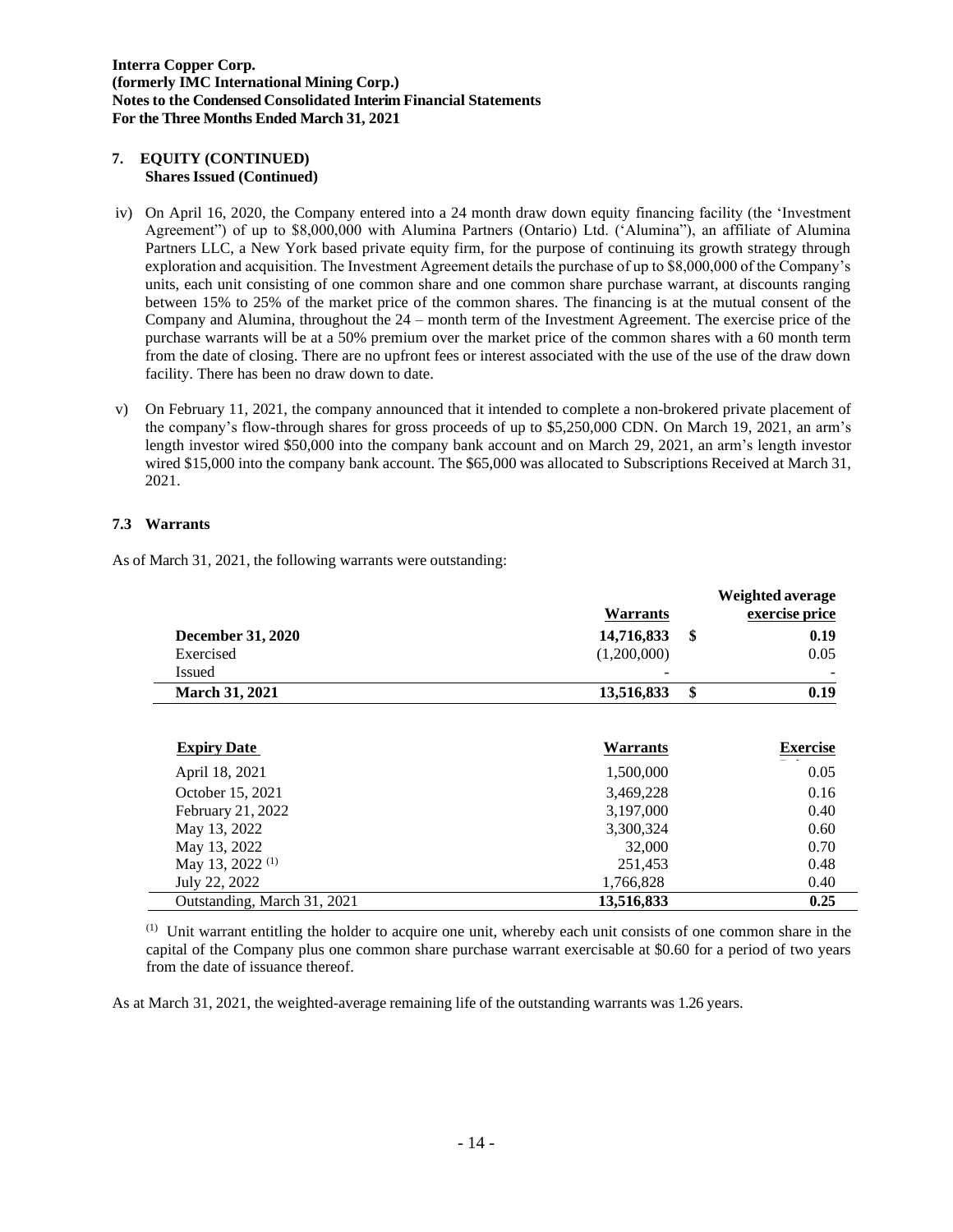## 7. EQUITY (CONTINUED)

### Shares Issued (Continued)

iv) On April 16, 2020, the Company entered into a 24 month draw down equity financing facility (the 'Investment Agreement") of up to $8,000,000 with Alumina Partners (Ontario) Ltd. ('Alumina"), an affiliate of Alumina Partners LLC, a New York based private equity firm, for the purpose of continuing its growth strategy through exploration and acquisition. The Investment Agreement details the purchase of up to $8,000,000 of the Company's units, each unit consisting of one common share and one common share purchase warrant, at discounts ranging between 15% to 25% of the market price of the common shares. The financing is at the mutual consent of the Company and Alumina, throughout the 24 – month term of the Investment Agreement. The exercise price of the purchase warrants will be at a 50% premium over the market price of the common shares with a 60 month term from the date of closing. There are no upfront fees or interest associated with the use of the use of the draw down facility. There has been no draw down to date.

v) On February 11, 2021, the company announced that it intended to complete a non-brokered private placement of the company's flow-through shares for gross proceeds of up to $5,250,000 CDN. On March 19, 2021, an arm's length investor wired $50,000 into the company bank account and on March 29, 2021, an arm's length investor wired $15,000 into the company bank account. The $65,000 was allocated to Subscriptions Received at March 31, 2021.

### 7.3 Warrants

As of March 31, 2021, the following warrants were outstanding:

| | Warrants | Weighted average exercise price |
|---|---|---|
| **December 31, 2020** | **14,716,833** | **$ 0.19** |
| Exercised | (1,200,000) | 0.05 |
| Issued | - | - |
| **March 31, 2021** | **13,516,833** | **$ 0.19** |

| Expiry Date | Warrants | Exercise Price |
|---|---|---|
| April 18, 2021 | 1,500,000 | 0.05 |
| October 15, 2021 | 3,469,228 | 0.16 |
| February 21, 2022 | 3,197,000 | 0.40 |
| May 13, 2022 | 3,300,324 | 0.60 |
| May 13, 2022 | 32,000 | 0.70 |
| May 13, 2022 [1] | 251,453 | 0.48 |
| July 22, 2022 | 1,766,828 | 0.40 |
| Outstanding, March 31, 2021 | **13,516,833** | **0.25** |

[1] Unit warrant entitling the holder to acquire one unit, whereby each unit consists of one common share in the capital of the Company plus one common share purchase warrant exercisable at $0.60 for a period of two years from the date of issuance thereof.

As at March 31, 2021, the weighted-average remaining life of the outstanding warrants was 1.26 years.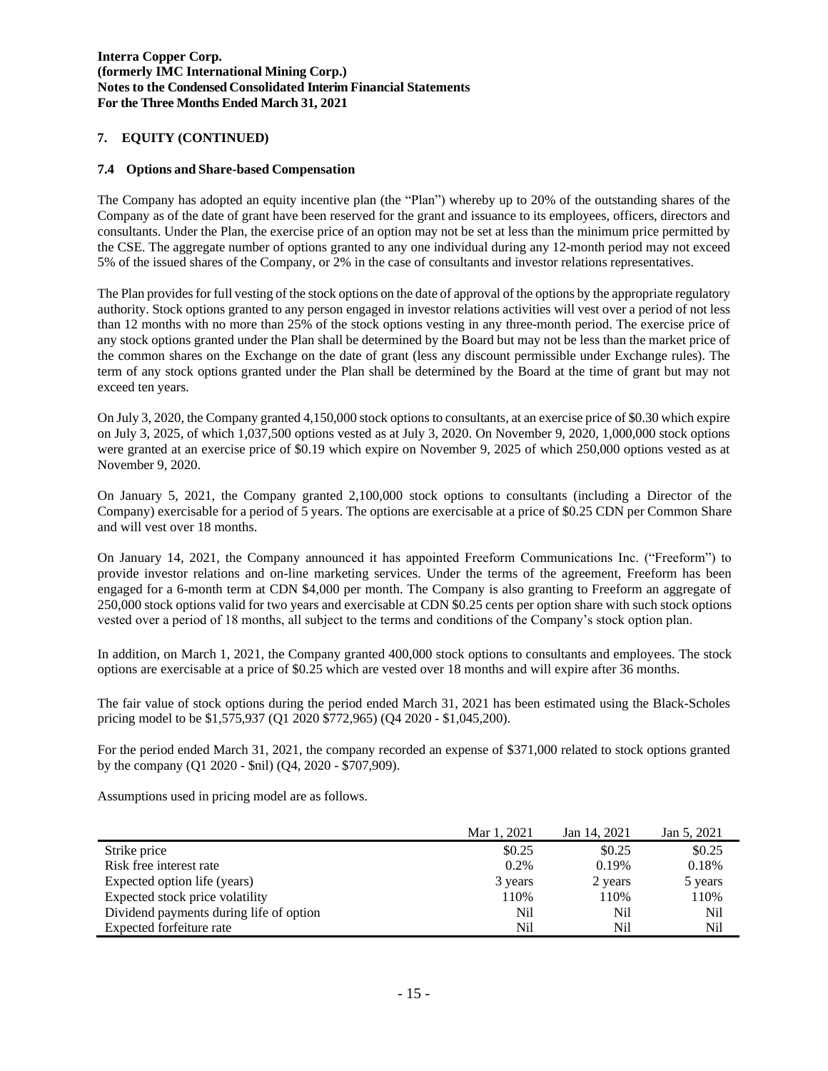## 7. EQUITY (CONTINUED)

### 7.4 Options and Share-based Compensation

The Company has adopted an equity incentive plan (the "Plan") whereby up to 20% of the outstanding shares of the Company as of the date of grant have been reserved for the grant and issuance to its employees, officers, directors and consultants. Under the Plan, the exercise price of an option may not be set at less than the minimum price permitted by the CSE. The aggregate number of options granted to any one individual during any 12-month period may not exceed 5% of the issued shares of the Company, or 2% in the case of consultants and investor relations representatives.

The Plan provides for full vesting of the stock options on the date of approval of the options by the appropriate regulatory authority. Stock options granted to any person engaged in investor relations activities will vest over a period of not less than 12 months with no more than 25% of the stock options vesting in any three-month period. The exercise price of any stock options granted under the Plan shall be determined by the Board but may not be less than the market price of the common shares on the Exchange on the date of grant (less any discount permissible under Exchange rules). The term of any stock options granted under the Plan shall be determined by the Board at the time of grant but may not exceed ten years.

On July 3, 2020, the Company granted 4,150,000 stock options to consultants, at an exercise price of $0.30 which expire on July 3, 2025, of which 1,037,500 options vested as at July 3, 2020. On November 9, 2020, 1,000,000 stock options were granted at an exercise price of $0.19 which expire on November 9, 2025 of which 250,000 options vested as at November 9, 2020.

On January 5, 2021, the Company granted 2,100,000 stock options to consultants (including a Director of the Company) exercisable for a period of 5 years. The options are exercisable at a price of $0.25 CDN per Common Share and will vest over 18 months.

On January 14, 2021, the Company announced it has appointed Freeform Communications Inc. ("Freeform") to provide investor relations and on-line marketing services. Under the terms of the agreement, Freeform has been engaged for a 6-month term at CDN $4,000 per month. The Company is also granting to Freeform an aggregate of 250,000 stock options valid for two years and exercisable at CDN $0.25 cents per option share with such stock options vested over a period of 18 months, all subject to the terms and conditions of the Company's stock option plan.

In addition, on March 1, 2021, the Company granted 400,000 stock options to consultants and employees. The stock options are exercisable at a price of $0.25 which are vested over 18 months and will expire after 36 months.

The fair value of stock options during the period ended March 31, 2021 has been estimated using the Black-Scholes pricing model to be $1,575,937 (Q1 2020 $772,965) (Q4 2020 - $1,045,200).

For the period ended March 31, 2021, the company recorded an expense of $371,000 related to stock options granted by the company (Q1 2020 - $nil) (Q4, 2020 - $707,909).

Assumptions used in pricing model are as follows.

| | Mar 1, 2021 | Jan 14, 2021 | Jan 5, 2021 |
|---|---|---|---|
| Strike price | $0.25 | $0.25 | $0.25 |
| Risk free interest rate | 0.2% | 0.19% | 0.18% |
| Expected option life (years) | 3 years | 2 years | 5 years |
| Expected stock price volatility | 110% | 110% | 110% |
| Dividend payments during life of option | Nil | Nil | Nil |
| Expected forfeiture rate | Nil | Nil | Nil |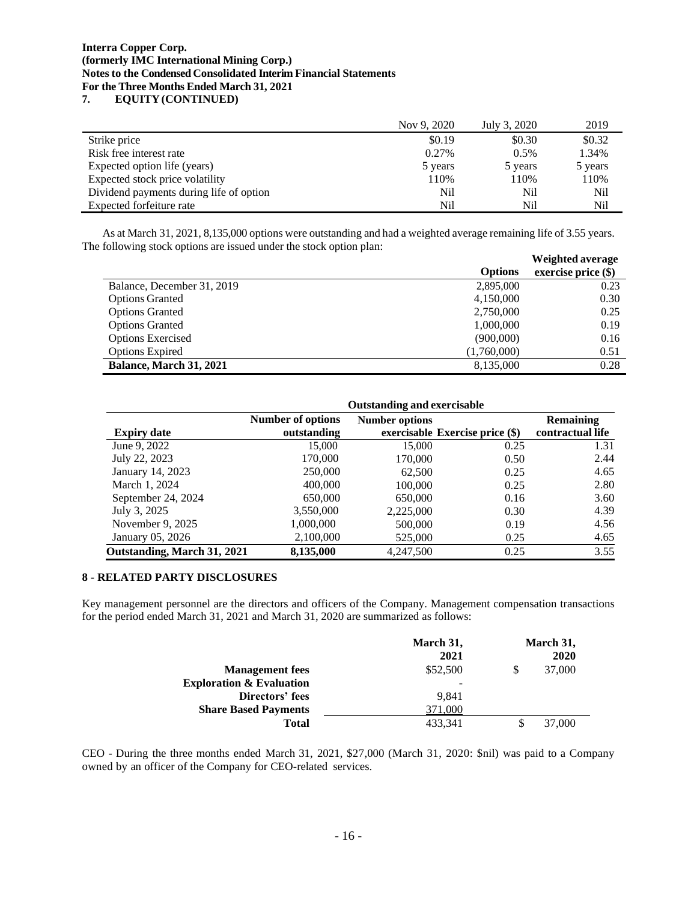**Interra Copper Corp.**
**(formerly IMC International Mining Corp.)**
**Notes to the Condensed Consolidated Interim Financial Statements**
**For the Three Months Ended March 31, 2021**

**7. EQUITY (CONTINUED)**

| | Nov 9, 2020 | July 3, 2020 | 2019 |
|---|---|---|---|
| Strike price | \$0.19 | \$0.30 | \$0.32 |
| Risk free interest rate | 0.27% | 0.5% | 1.34% |
| Expected option life (years) | 5 years | 5 years | 5 years |
| Expected stock price volatility | 110% | 110% | 110% |
| Dividend payments during life of option | Nil | Nil | Nil |
| Expected forfeiture rate | Nil | Nil | Nil |

As at March 31, 2021, 8,135,000 options were outstanding and had a weighted average remaining life of 3.55 years. The following stock options are issued under the stock option plan:

| | **Options** | **Weighted average exercise price (\$)** |
|---|---|---|
| Balance, December 31, 2019 | 2,895,000 | 0.23 |
| Options Granted | 4,150,000 | 0.30 |
| Options Granted | 2,750,000 | 0.25 |
| Options Granted | 1,000,000 | 0.19 |
| Options Exercised | (900,000) | 0.16 |
| Options Expired | (1,760,000) | 0.51 |
| **Balance, March 31, 2021** | 8,135,000 | 0.28 |

| | **Outstanding and exercisable** | | | |
|---|---|---|---|---|
| **Expiry date** | **Number of options outstanding** | **Number options exercisable** | **Exercise price (\$)** | **Remaining contractual life** |
| June 9, 2022 | 15,000 | 15,000 | 0.25 | 1.31 |
| July 22, 2023 | 170,000 | 170,000 | 0.50 | 2.44 |
| January 14, 2023 | 250,000 | 62,500 | 0.25 | 4.65 |
| March 1, 2024 | 400,000 | 100,000 | 0.25 | 2.80 |
| September 24, 2024 | 650,000 | 650,000 | 0.16 | 3.60 |
| July 3, 2025 | 3,550,000 | 2,225,000 | 0.30 | 4.39 |
| November 9, 2025 | 1,000,000 | 500,000 | 0.19 | 4.56 |
| January 05, 2026 | 2,100,000 | 525,000 | 0.25 | 4.65 |
| **Outstanding, March 31, 2021** | **8,135,000** | 4,247,500 | 0.25 | 3.55 |

**8 - RELATED PARTY DISCLOSURES**

Key management personnel are the directors and officers of the Company. Management compensation transactions for the period ended March 31, 2021 and March 31, 2020 are summarized as follows:

| | **March 31, 2021** | **March 31, 2020** |
|---|---|---|
| **Management fees** | \$52,500 | \$ 37,000 |
| **Exploration & Evaluation** | - | |
| **Directors' fees** | 9,841 | |
| **Share Based Payments** | 371,000 | |
| **Total** | 433,341 | \$ 37,000 |

CEO - During the three months ended March 31, 2021, \$27,000 (March 31, 2020: \$nil) was paid to a Company owned by an officer of the Company for CEO-related services.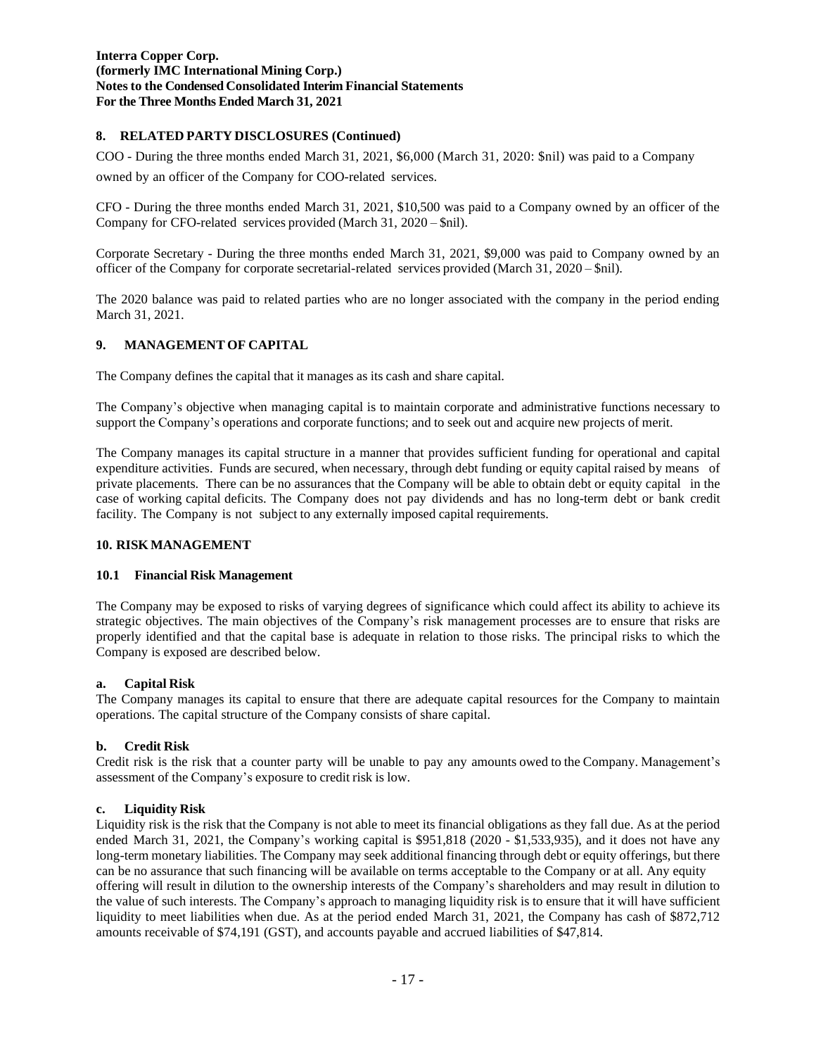## 8. RELATED PARTY DISCLOSURES (Continued)

COO - During the three months ended March 31, 2021, $6,000 (March 31, 2020: $nil) was paid to a Company owned by an officer of the Company for COO-related services.

CFO - During the three months ended March 31, 2021, $10,500 was paid to a Company owned by an officer of the Company for CFO-related services provided (March 31, 2020 – $nil).

Corporate Secretary - During the three months ended March 31, 2021, $9,000 was paid to Company owned by an officer of the Company for corporate secretarial-related services provided (March 31, 2020 – $nil).

The 2020 balance was paid to related parties who are no longer associated with the company in the period ending March 31, 2021.

## 9. MANAGEMENT OF CAPITAL

The Company defines the capital that it manages as its cash and share capital.

The Company's objective when managing capital is to maintain corporate and administrative functions necessary to support the Company's operations and corporate functions; and to seek out and acquire new projects of merit.

The Company manages its capital structure in a manner that provides sufficient funding for operational and capital expenditure activities. Funds are secured, when necessary, through debt funding or equity capital raised by means of private placements. There can be no assurances that the Company will be able to obtain debt or equity capital in the case of working capital deficits. The Company does not pay dividends and has no long-term debt or bank credit facility. The Company is not subject to any externally imposed capital requirements.

## 10. RISK MANAGEMENT

### 10.1 Financial Risk Management

The Company may be exposed to risks of varying degrees of significance which could affect its ability to achieve its strategic objectives. The main objectives of the Company's risk management processes are to ensure that risks are properly identified and that the capital base is adequate in relation to those risks. The principal risks to which the Company is exposed are described below.

#### a. Capital Risk

The Company manages its capital to ensure that there are adequate capital resources for the Company to maintain operations. The capital structure of the Company consists of share capital.

#### b. Credit Risk

Credit risk is the risk that a counter party will be unable to pay any amounts owed to the Company. Management's assessment of the Company's exposure to credit risk is low.

#### c. Liquidity Risk

Liquidity risk is the risk that the Company is not able to meet its financial obligations as they fall due. As at the period ended March 31, 2021, the Company's working capital is $951,818 (2020 - $1,533,935), and it does not have any long-term monetary liabilities. The Company may seek additional financing through debt or equity offerings, but there can be no assurance that such financing will be available on terms acceptable to the Company or at all. Any equity offering will result in dilution to the ownership interests of the Company's shareholders and may result in dilution to the value of such interests. The Company's approach to managing liquidity risk is to ensure that it will have sufficient liquidity to meet liabilities when due. As at the period ended March 31, 2021, the Company has cash of $872,712 amounts receivable of $74,191 (GST), and accounts payable and accrued liabilities of $47,814.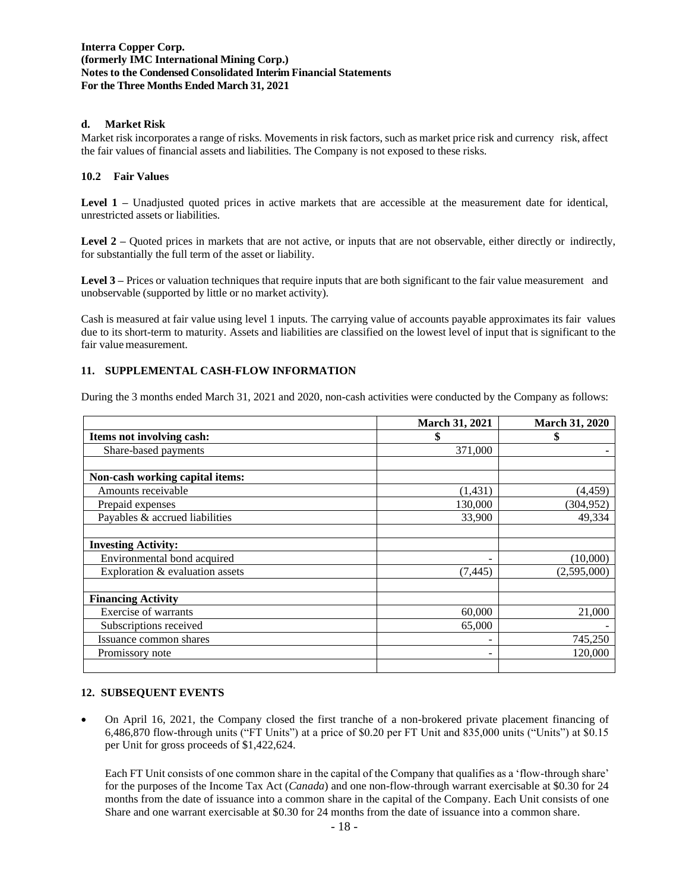#### d. Market Risk

Market risk incorporates a range of risks. Movements in risk factors, such as market price risk and currency risk, affect the fair values of financial assets and liabilities. The Company is not exposed to these risks.

### 10.2 Fair Values

**Level 1 –** Unadjusted quoted prices in active markets that are accessible at the measurement date for identical, unrestricted assets or liabilities.

**Level 2 –** Quoted prices in markets that are not active, or inputs that are not observable, either directly or indirectly, for substantially the full term of the asset or liability.

**Level 3 –** Prices or valuation techniques that require inputs that are both significant to the fair value measurement and unobservable (supported by little or no market activity).

Cash is measured at fair value using level 1 inputs. The carrying value of accounts payable approximates its fair values due to its short-term to maturity. Assets and liabilities are classified on the lowest level of input that is significant to the fair value measurement.

## 11. SUPPLEMENTAL CASH-FLOW INFORMATION

During the 3 months ended March 31, 2021 and 2020, non-cash activities were conducted by the Company as follows:

| | March 31, 2021 | March 31, 2020 |
|---|---|---|
| **Items not involving cash:** | **$** | **$** |
| Share-based payments | 371,000 | - |
| | | |
| **Non-cash working capital items:** | | |
| Amounts receivable | (1,431) | (4,459) |
| Prepaid expenses | 130,000 | (304,952) |
| Payables & accrued liabilities | 33,900 | 49,334 |
| | | |
| **Investing Activity:** | | |
| Environmental bond acquired | - | (10,000) |
| Exploration & evaluation assets | (7,445) | (2,595,000) |
| | | |
| **Financing Activity** | | |
| Exercise of warrants | 60,000 | 21,000 |
| Subscriptions received | 65,000 | - |
| Issuance common shares | - | 745,250 |
| Promissory note | - | 120,000 |

## 12. SUBSEQUENT EVENTS

- On April 16, 2021, the Company closed the first tranche of a non-brokered private placement financing of 6,486,870 flow-through units ("FT Units") at a price of $0.20 per FT Unit and 835,000 units ("Units") at $0.15 per Unit for gross proceeds of $1,422,624.

  Each FT Unit consists of one common share in the capital of the Company that qualifies as a 'flow-through share' for the purposes of the Income Tax Act (*Canada*) and one non-flow-through warrant exercisable at $0.30 for 24 months from the date of issuance into a common share in the capital of the Company. Each Unit consists of one Share and one warrant exercisable at $0.30 for 24 months from the date of issuance into a common share.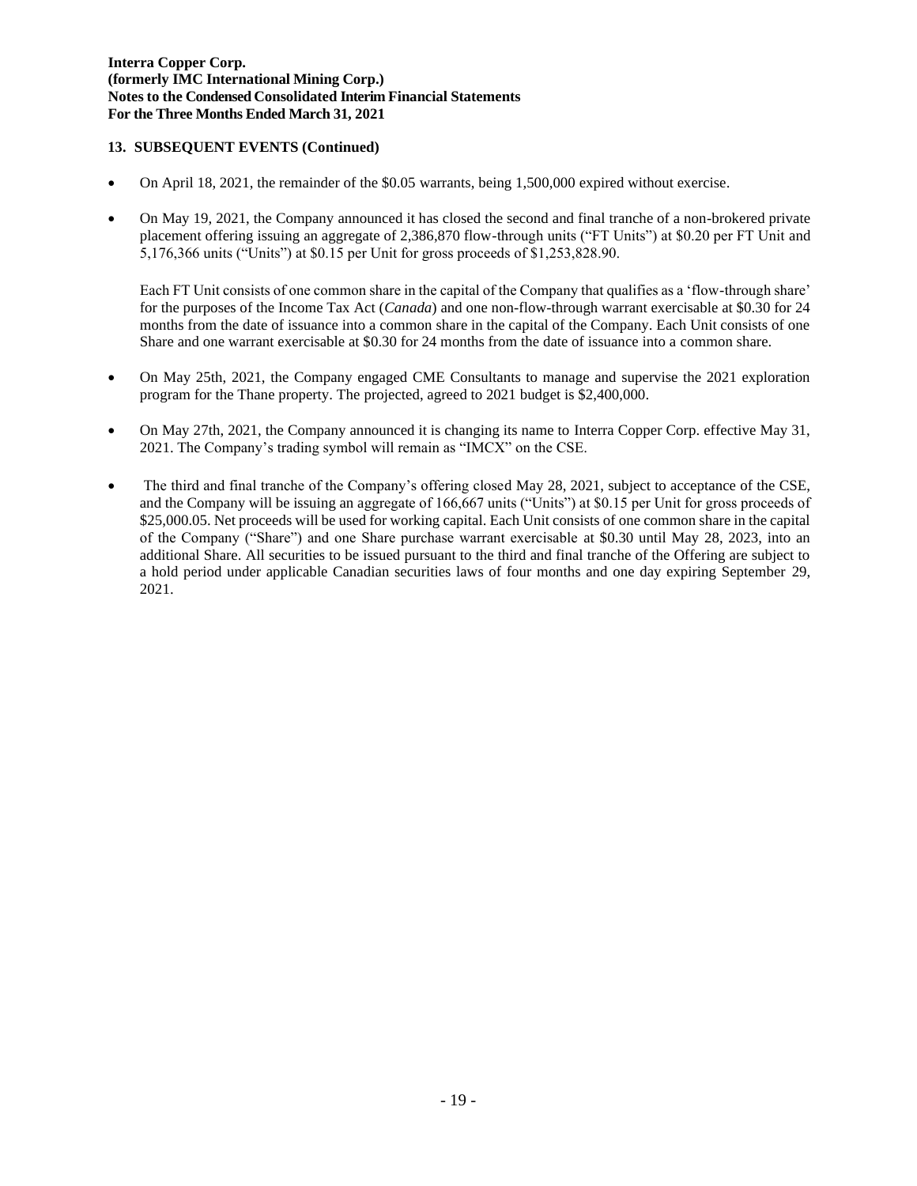## 13. SUBSEQUENT EVENTS (Continued)

- On April 18, 2021, the remainder of the $0.05 warrants, being 1,500,000 expired without exercise.

- On May 19, 2021, the Company announced it has closed the second and final tranche of a non-brokered private placement offering issuing an aggregate of 2,386,870 flow-through units ("FT Units") at $0.20 per FT Unit and 5,176,366 units ("Units") at $0.15 per Unit for gross proceeds of $1,253,828.90.

  Each FT Unit consists of one common share in the capital of the Company that qualifies as a 'flow-through share' for the purposes of the Income Tax Act (*Canada*) and one non-flow-through warrant exercisable at $0.30 for 24 months from the date of issuance into a common share in the capital of the Company. Each Unit consists of one Share and one warrant exercisable at $0.30 for 24 months from the date of issuance into a common share.

- On May 25th, 2021, the Company engaged CME Consultants to manage and supervise the 2021 exploration program for the Thane property. The projected, agreed to 2021 budget is $2,400,000.

- On May 27th, 2021, the Company announced it is changing its name to Interra Copper Corp. effective May 31, 2021. The Company's trading symbol will remain as "IMCX" on the CSE.

- The third and final tranche of the Company's offering closed May 28, 2021, subject to acceptance of the CSE, and the Company will be issuing an aggregate of 166,667 units ("Units") at $0.15 per Unit for gross proceeds of $25,000.05. Net proceeds will be used for working capital. Each Unit consists of one common share in the capital of the Company ("Share") and one Share purchase warrant exercisable at $0.30 until May 28, 2023, into an additional Share. All securities to be issued pursuant to the third and final tranche of the Offering are subject to a hold period under applicable Canadian securities laws of four months and one day expiring September 29, 2021.